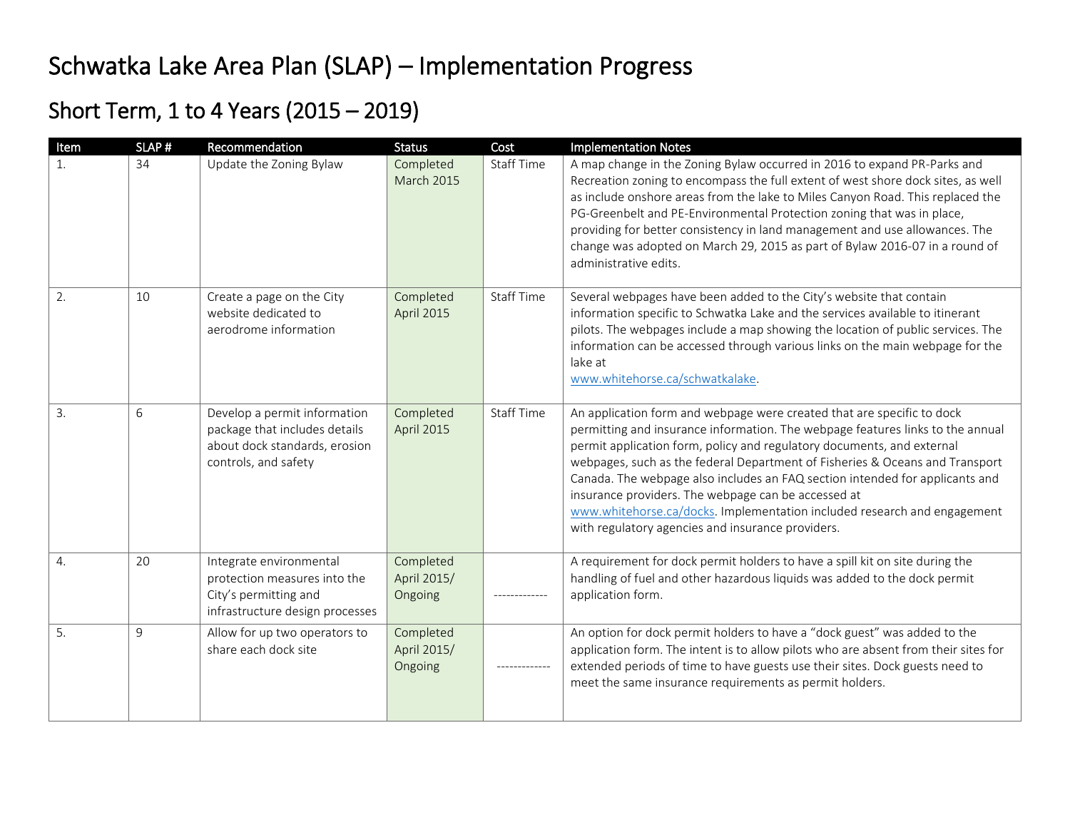# Schwatka Lake Area Plan (SLAP) – Implementation Progress

## Short Term, 1 to 4 Years (2015 – 2019)

| Item | SLAP # | Recommendation | Status | Cost | Implementation Notes |
|---|---|---|---|---|---|
| 1. | 34 | Update the Zoning Bylaw | Completed March 2015 | Staff Time | A map change in the Zoning Bylaw occurred in 2016 to expand PR-Parks and Recreation zoning to encompass the full extent of west shore dock sites, as well as include onshore areas from the lake to Miles Canyon Road. This replaced the PG-Greenbelt and PE-Environmental Protection zoning that was in place, providing for better consistency in land management and use allowances. The change was adopted on March 29, 2015 as part of Bylaw 2016-07 in a round of administrative edits. |
| 2. | 10 | Create a page on the City website dedicated to aerodrome information | Completed April 2015 | Staff Time | Several webpages have been added to the City's website that contain information specific to Schwatka Lake and the services available to itinerant pilots. The webpages include a map showing the location of public services. The information can be accessed through various links on the main webpage for the lake at www.whitehorse.ca/schwatkalake. |
| 3. | 6 | Develop a permit information package that includes details about dock standards, erosion controls, and safety | Completed April 2015 | Staff Time | An application form and webpage were created that are specific to dock permitting and insurance information. The webpage features links to the annual permit application form, policy and regulatory documents, and external webpages, such as the federal Department of Fisheries & Oceans and Transport Canada. The webpage also includes an FAQ section intended for applicants and insurance providers. The webpage can be accessed at www.whitehorse.ca/docks. Implementation included research and engagement with regulatory agencies and insurance providers. |
| 4. | 20 | Integrate environmental protection measures into the City's permitting and infrastructure design processes | Completed April 2015/ Ongoing | ------------- | A requirement for dock permit holders to have a spill kit on site during the handling of fuel and other hazardous liquids was added to the dock permit application form. |
| 5. | 9 | Allow for up two operators to share each dock site | Completed April 2015/ Ongoing | ------------- | An option for dock permit holders to have a "dock guest" was added to the application form. The intent is to allow pilots who are absent from their sites for extended periods of time to have guests use their sites. Dock guests need to meet the same insurance requirements as permit holders. |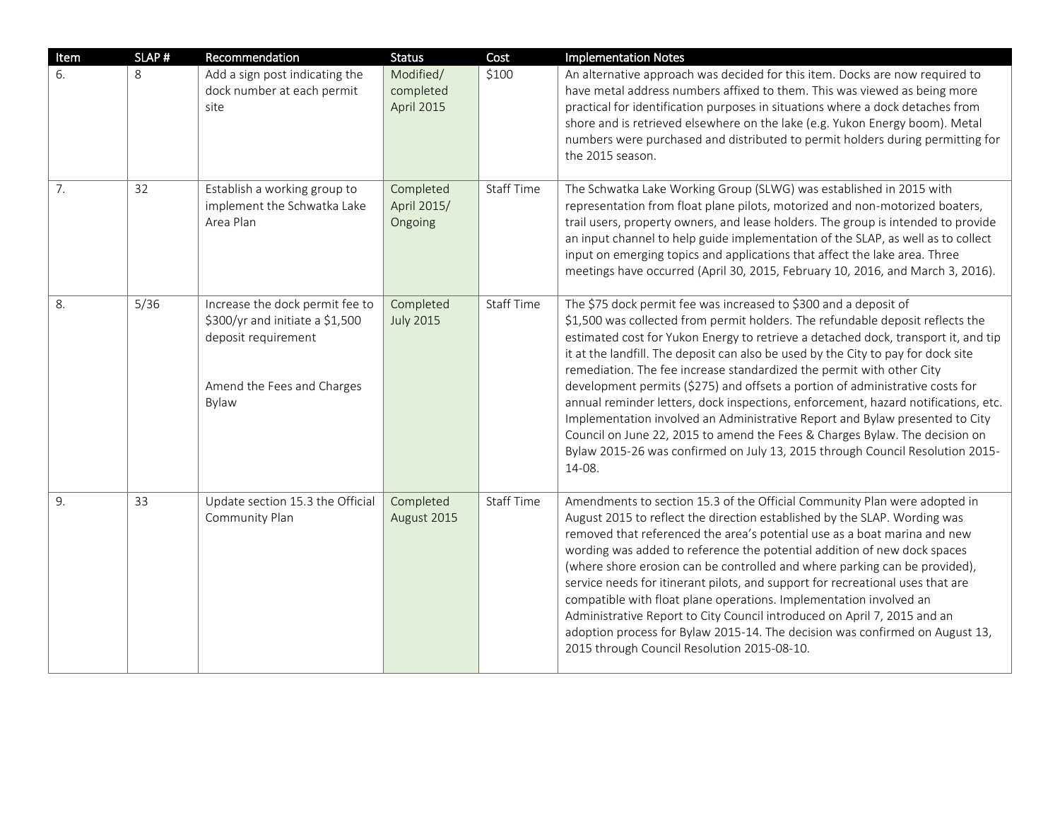| Item | SLAP # | Recommendation | Status | Cost | Implementation Notes |
|---|---|---|---|---|---|
| 6. | 8 | Add a sign post indicating the dock number at each permit site | Modified/ completed April 2015 | $100 | An alternative approach was decided for this item. Docks are now required to have metal address numbers affixed to them. This was viewed as being more practical for identification purposes in situations where a dock detaches from shore and is retrieved elsewhere on the lake (e.g. Yukon Energy boom). Metal numbers were purchased and distributed to permit holders during permitting for the 2015 season. |
| 7. | 32 | Establish a working group to implement the Schwatka Lake Area Plan | Completed April 2015/ Ongoing | Staff Time | The Schwatka Lake Working Group (SLWG) was established in 2015 with representation from float plane pilots, motorized and non-motorized boaters, trail users, property owners, and lease holders. The group is intended to provide an input channel to help guide implementation of the SLAP, as well as to collect input on emerging topics and applications that affect the lake area. Three meetings have occurred (April 30, 2015, February 10, 2016, and March 3, 2016). |
| 8. | 5/36 | Increase the dock permit fee to $300/yr and initiate a $1,500 deposit requirement<br><br>Amend the Fees and Charges Bylaw | Completed July 2015 | Staff Time | The $75 dock permit fee was increased to $300 and a deposit of $1,500 was collected from permit holders. The refundable deposit reflects the estimated cost for Yukon Energy to retrieve a detached dock, transport it, and tip it at the landfill. The deposit can also be used by the City to pay for dock site remediation. The fee increase standardized the permit with other City development permits ($275) and offsets a portion of administrative costs for annual reminder letters, dock inspections, enforcement, hazard notifications, etc. Implementation involved an Administrative Report and Bylaw presented to City Council on June 22, 2015 to amend the Fees & Charges Bylaw. The decision on Bylaw 2015-26 was confirmed on July 13, 2015 through Council Resolution 2015-14-08. |
| 9. | 33 | Update section 15.3 the Official Community Plan | Completed August 2015 | Staff Time | Amendments to section 15.3 of the Official Community Plan were adopted in August 2015 to reflect the direction established by the SLAP. Wording was removed that referenced the area's potential use as a boat marina and new wording was added to reference the potential addition of new dock spaces (where shore erosion can be controlled and where parking can be provided), service needs for itinerant pilots, and support for recreational uses that are compatible with float plane operations. Implementation involved an Administrative Report to City Council introduced on April 7, 2015 and an adoption process for Bylaw 2015-14. The decision was confirmed on August 13, 2015 through Council Resolution 2015-08-10. |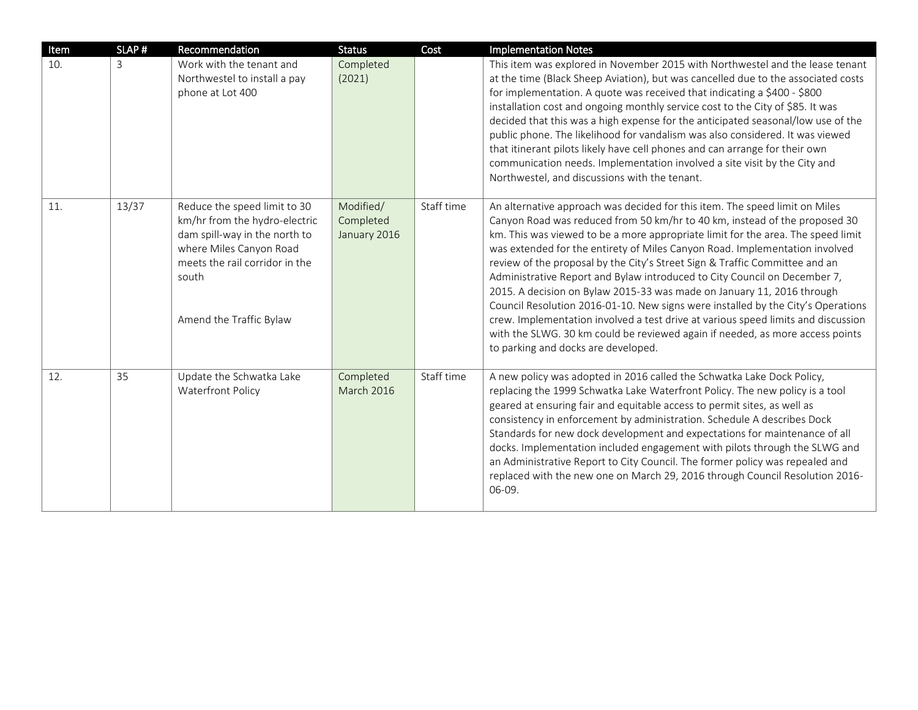| Item | SLAP # | Recommendation | Status | Cost | Implementation Notes |
|---|---|---|---|---|---|
| 10. | 3 | Work with the tenant and Northwestel to install a pay phone at Lot 400 | Completed (2021) | | This item was explored in November 2015 with Northwestel and the lease tenant at the time (Black Sheep Aviation), but was cancelled due to the associated costs for implementation. A quote was received that indicating a $400 - $800 installation cost and ongoing monthly service cost to the City of $85. It was decided that this was a high expense for the anticipated seasonal/low use of the public phone. The likelihood for vandalism was also considered. It was viewed that itinerant pilots likely have cell phones and can arrange for their own communication needs. Implementation involved a site visit by the City and Northwestel, and discussions with the tenant. |
| 11. | 13/37 | Reduce the speed limit to 30 km/hr from the hydro-electric dam spill-way in the north to where Miles Canyon Road meets the rail corridor in the south<br><br>Amend the Traffic Bylaw | Modified/ Completed January 2016 | Staff time | An alternative approach was decided for this item. The speed limit on Miles Canyon Road was reduced from 50 km/hr to 40 km, instead of the proposed 30 km. This was viewed to be a more appropriate limit for the area. The speed limit was extended for the entirety of Miles Canyon Road. Implementation involved review of the proposal by the City's Street Sign & Traffic Committee and an Administrative Report and Bylaw introduced to City Council on December 7, 2015. A decision on Bylaw 2015-33 was made on January 11, 2016 through Council Resolution 2016-01-10. New signs were installed by the City's Operations crew. Implementation involved a test drive at various speed limits and discussion with the SLWG. 30 km could be reviewed again if needed, as more access points to parking and docks are developed. |
| 12. | 35 | Update the Schwatka Lake Waterfront Policy | Completed March 2016 | Staff time | A new policy was adopted in 2016 called the Schwatka Lake Dock Policy, replacing the 1999 Schwatka Lake Waterfront Policy. The new policy is a tool geared at ensuring fair and equitable access to permit sites, as well as consistency in enforcement by administration. Schedule A describes Dock Standards for new dock development and expectations for maintenance of all docks. Implementation included engagement with pilots through the SLWG and an Administrative Report to City Council. The former policy was repealed and replaced with the new one on March 29, 2016 through Council Resolution 2016-06-09. |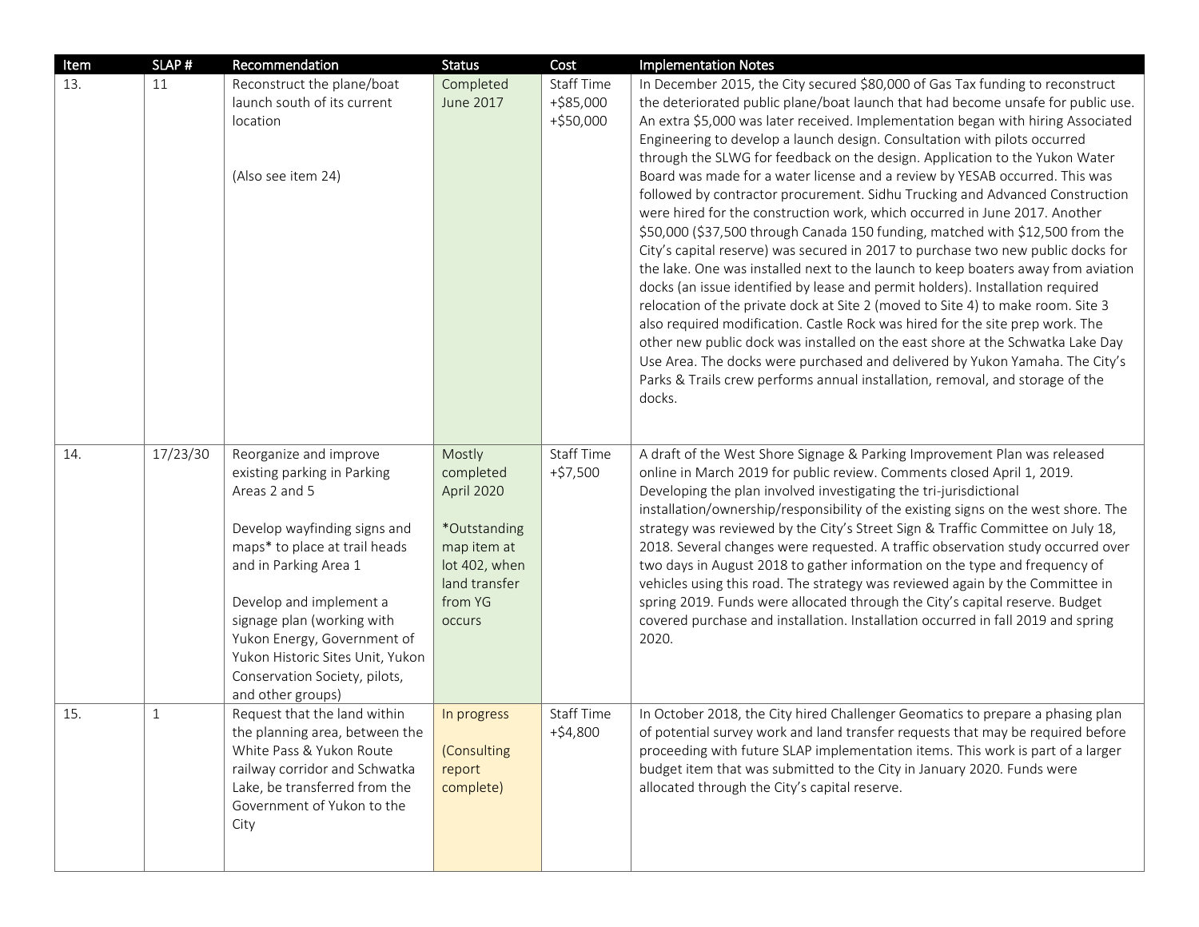| Item | SLAP # | Recommendation | Status | Cost | Implementation Notes |
|---|---|---|---|---|---|
| 13. | 11 | Reconstruct the plane/boat launch south of its current location<br><br>(Also see item 24) | Completed June 2017 | Staff Time +$85,000 +$50,000 | In December 2015, the City secured $80,000 of Gas Tax funding to reconstruct the deteriorated public plane/boat launch that had become unsafe for public use. An extra $5,000 was later received. Implementation began with hiring Associated Engineering to develop a launch design. Consultation with pilots occurred through the SLWG for feedback on the design. Application to the Yukon Water Board was made for a water license and a review by YESAB occurred. This was followed by contractor procurement. Sidhu Trucking and Advanced Construction were hired for the construction work, which occurred in June 2017. Another $50,000 ($37,500 through Canada 150 funding, matched with $12,500 from the City's capital reserve) was secured in 2017 to purchase two new public docks for the lake. One was installed next to the launch to keep boaters away from aviation docks (an issue identified by lease and permit holders). Installation required relocation of the private dock at Site 2 (moved to Site 4) to make room. Site 3 also required modification. Castle Rock was hired for the site prep work. The other new public dock was installed on the east shore at the Schwatka Lake Day Use Area. The docks were purchased and delivered by Yukon Yamaha. The City's Parks & Trails crew performs annual installation, removal, and storage of the docks. |
| 14. | 17/23/30 | Reorganize and improve existing parking in Parking Areas 2 and 5<br><br>Develop wayfinding signs and maps* to place at trail heads and in Parking Area 1<br><br>Develop and implement a signage plan (working with Yukon Energy, Government of Yukon Historic Sites Unit, Yukon Conservation Society, pilots, and other groups) | Mostly completed April 2020<br><br>*Outstanding map item at lot 402, when land transfer from YG occurs | Staff Time +$7,500 | A draft of the West Shore Signage & Parking Improvement Plan was released online in March 2019 for public review. Comments closed April 1, 2019. Developing the plan involved investigating the tri-jurisdictional installation/ownership/responsibility of the existing signs on the west shore. The strategy was reviewed by the City's Street Sign & Traffic Committee on July 18, 2018. Several changes were requested. A traffic observation study occurred over two days in August 2018 to gather information on the type and frequency of vehicles using this road. The strategy was reviewed again by the Committee in spring 2019. Funds were allocated through the City's capital reserve. Budget covered purchase and installation. Installation occurred in fall 2019 and spring 2020. |
| 15. | 1 | Request that the land within the planning area, between the White Pass & Yukon Route railway corridor and Schwatka Lake, be transferred from the Government of Yukon to the City | In progress<br><br>(Consulting report complete) | Staff Time +$4,800 | In October 2018, the City hired Challenger Geomatics to prepare a phasing plan of potential survey work and land transfer requests that may be required before proceeding with future SLAP implementation items. This work is part of a larger budget item that was submitted to the City in January 2020. Funds were allocated through the City's capital reserve. |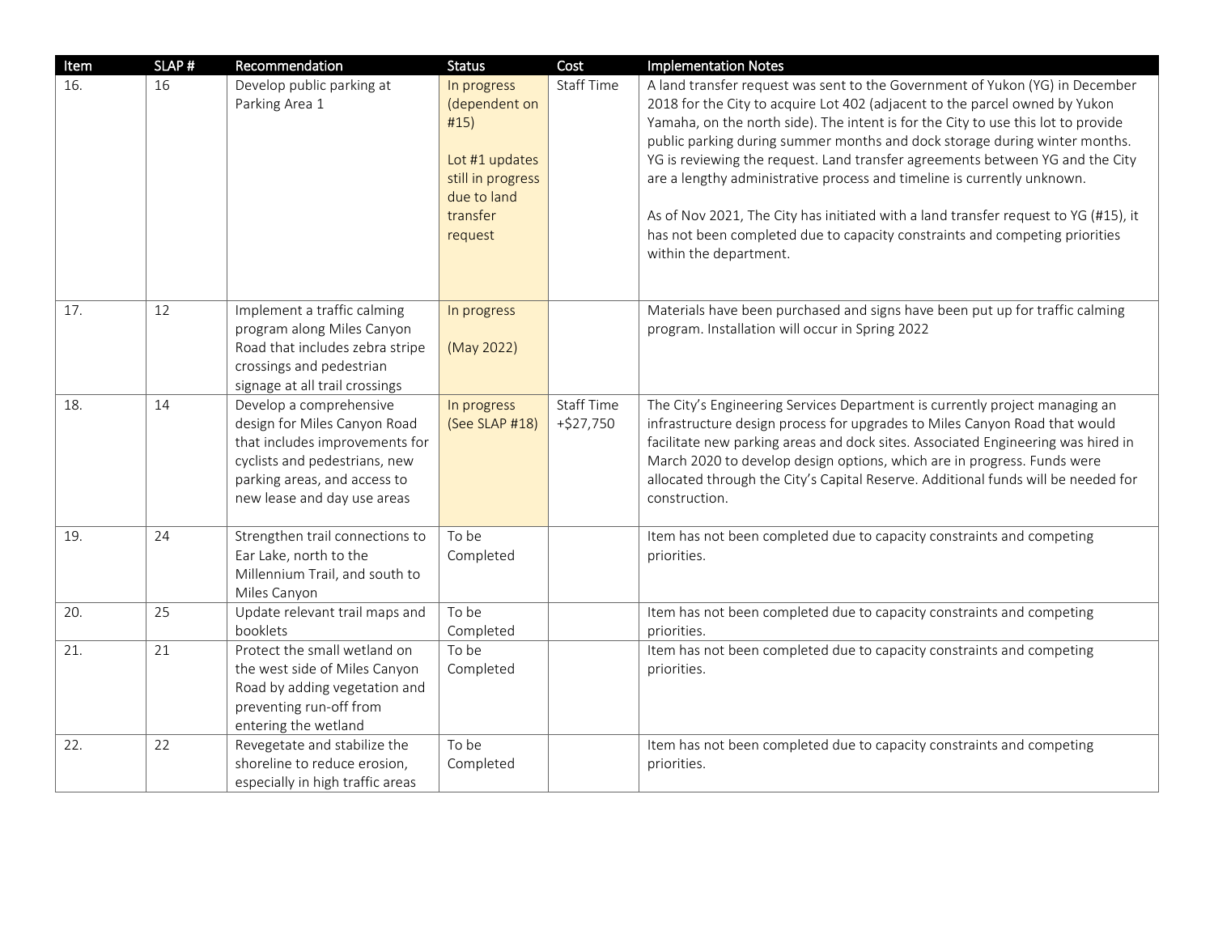| Item | SLAP # | Recommendation | Status | Cost | Implementation Notes |
| --- | --- | --- | --- | --- | --- |
| 16. | 16 | Develop public parking at Parking Area 1 | In progress (dependent on #15)<br><br>Lot #1 updates still in progress due to land transfer request | Staff Time | A land transfer request was sent to the Government of Yukon (YG) in December 2018 for the City to acquire Lot 402 (adjacent to the parcel owned by Yukon Yamaha, on the north side). The intent is for the City to use this lot to provide public parking during summer months and dock storage during winter months. YG is reviewing the request. Land transfer agreements between YG and the City are a lengthy administrative process and timeline is currently unknown.<br><br>As of Nov 2021, The City has initiated with a land transfer request to YG (#15), it has not been completed due to capacity constraints and competing priorities within the department. |
| 17. | 12 | Implement a traffic calming program along Miles Canyon Road that includes zebra stripe crossings and pedestrian signage at all trail crossings | In progress<br><br>(May 2022) | | Materials have been purchased and signs have been put up for traffic calming program. Installation will occur in Spring 2022 |
| 18. | 14 | Develop a comprehensive design for Miles Canyon Road that includes improvements for cyclists and pedestrians, new parking areas, and access to new lease and day use areas | In progress (See SLAP #18) | Staff Time +$27,750 | The City's Engineering Services Department is currently project managing an infrastructure design process for upgrades to Miles Canyon Road that would facilitate new parking areas and dock sites. Associated Engineering was hired in March 2020 to develop design options, which are in progress. Funds were allocated through the City's Capital Reserve. Additional funds will be needed for construction. |
| 19. | 24 | Strengthen trail connections to Ear Lake, north to the Millennium Trail, and south to Miles Canyon | To be Completed | | Item has not been completed due to capacity constraints and competing priorities. |
| 20. | 25 | Update relevant trail maps and booklets | To be Completed | | Item has not been completed due to capacity constraints and competing priorities. |
| 21. | 21 | Protect the small wetland on the west side of Miles Canyon Road by adding vegetation and preventing run-off from entering the wetland | To be Completed | | Item has not been completed due to capacity constraints and competing priorities. |
| 22. | 22 | Revegetate and stabilize the shoreline to reduce erosion, especially in high traffic areas | To be Completed | | Item has not been completed due to capacity constraints and competing priorities. |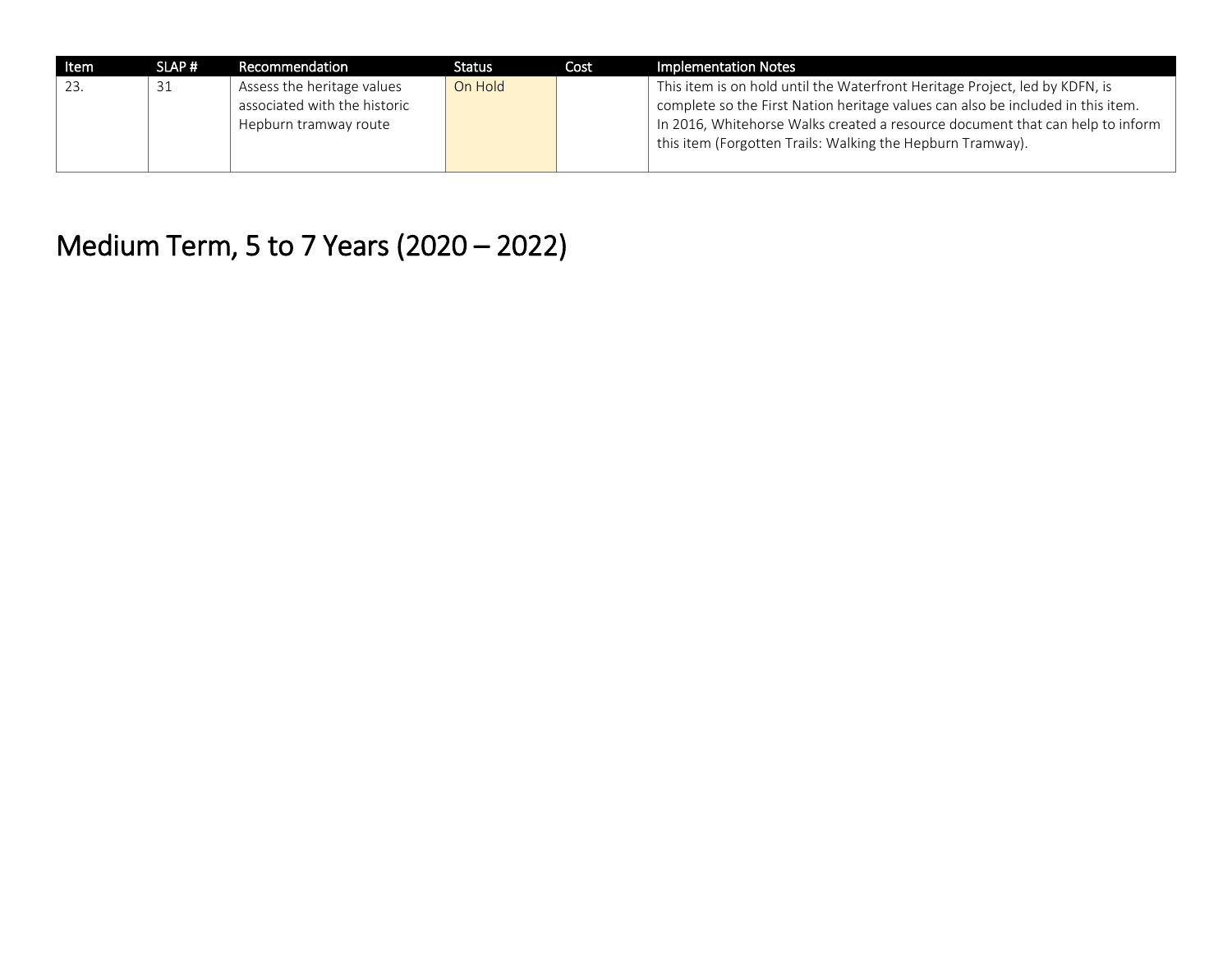| Item | SLAP # | Recommendation | Status | Cost | Implementation Notes |
| --- | --- | --- | --- | --- | --- |
| 23. | 31 | Assess the heritage values associated with the historic Hepburn tramway route | On Hold | | This item is on hold until the Waterfront Heritage Project, led by KDFN, is complete so the First Nation heritage values can also be included in this item. In 2016, Whitehorse Walks created a resource document that can help to inform this item (Forgotten Trails: Walking the Hepburn Tramway). |

# Medium Term, 5 to 7 Years (2020 – 2022)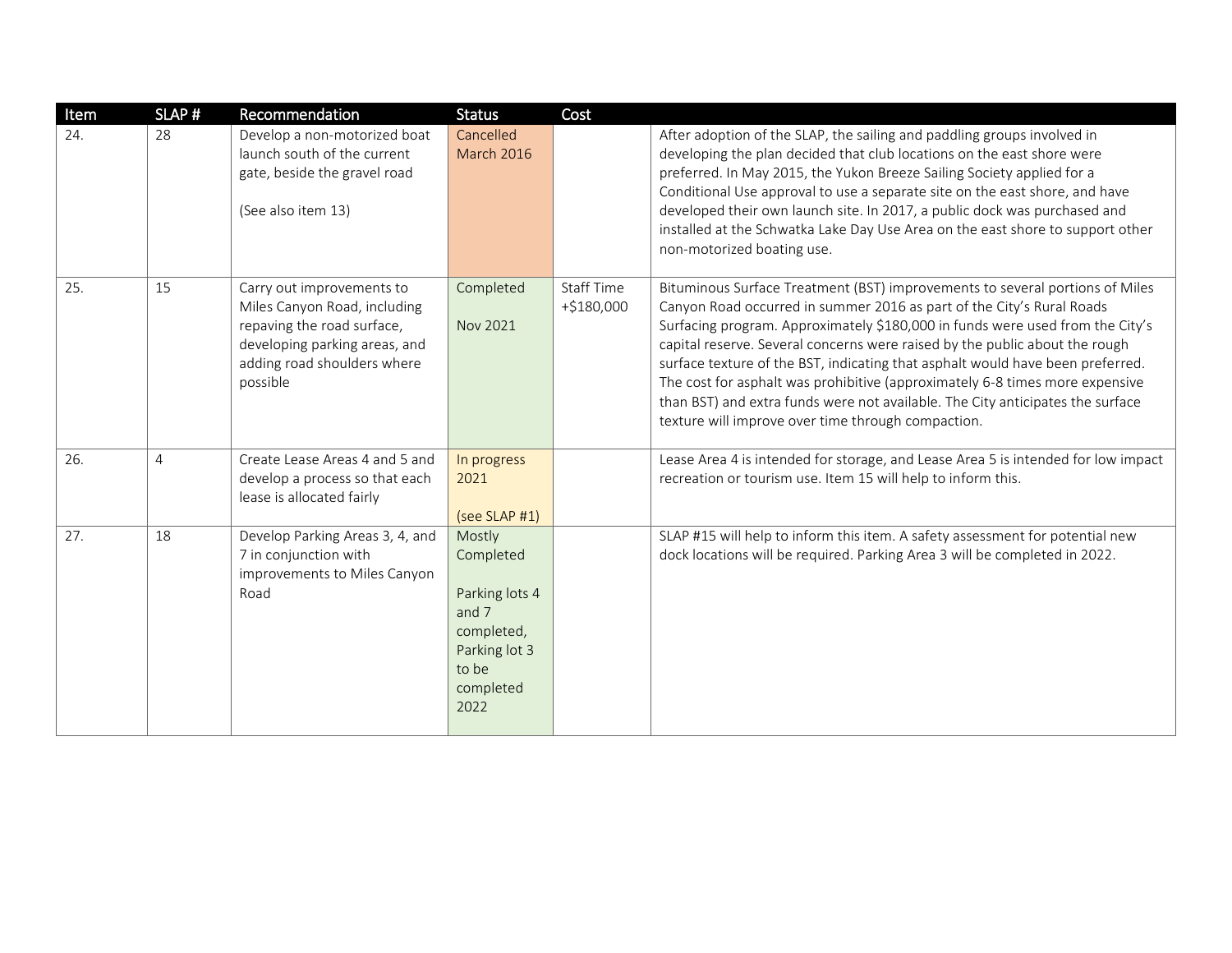| Item | SLAP # | Recommendation | Status | Cost | |
|---|---|---|---|---|---|
| 24. | 28 | Develop a non-motorized boat launch south of the current gate, beside the gravel road<br><br>(See also item 13) | Cancelled March 2016 | | After adoption of the SLAP, the sailing and paddling groups involved in developing the plan decided that club locations on the east shore were preferred. In May 2015, the Yukon Breeze Sailing Society applied for a Conditional Use approval to use a separate site on the east shore, and have developed their own launch site. In 2017, a public dock was purchased and installed at the Schwatka Lake Day Use Area on the east shore to support other non-motorized boating use. |
| 25. | 15 | Carry out improvements to Miles Canyon Road, including repaving the road surface, developing parking areas, and adding road shoulders where possible | Completed<br><br>Nov 2021 | Staff Time +$180,000 | Bituminous Surface Treatment (BST) improvements to several portions of Miles Canyon Road occurred in summer 2016 as part of the City's Rural Roads Surfacing program. Approximately $180,000 in funds were used from the City's capital reserve. Several concerns were raised by the public about the rough surface texture of the BST, indicating that asphalt would have been preferred. The cost for asphalt was prohibitive (approximately 6-8 times more expensive than BST) and extra funds were not available. The City anticipates the surface texture will improve over time through compaction. |
| 26. | 4 | Create Lease Areas 4 and 5 and develop a process so that each lease is allocated fairly | In progress 2021<br><br>(see SLAP #1) | | Lease Area 4 is intended for storage, and Lease Area 5 is intended for low impact recreation or tourism use. Item 15 will help to inform this. |
| 27. | 18 | Develop Parking Areas 3, 4, and 7 in conjunction with improvements to Miles Canyon Road | Mostly Completed<br><br>Parking lots 4 and 7 completed, Parking lot 3 to be completed 2022 | | SLAP #15 will help to inform this item. A safety assessment for potential new dock locations will be required. Parking Area 3 will be completed in 2022. |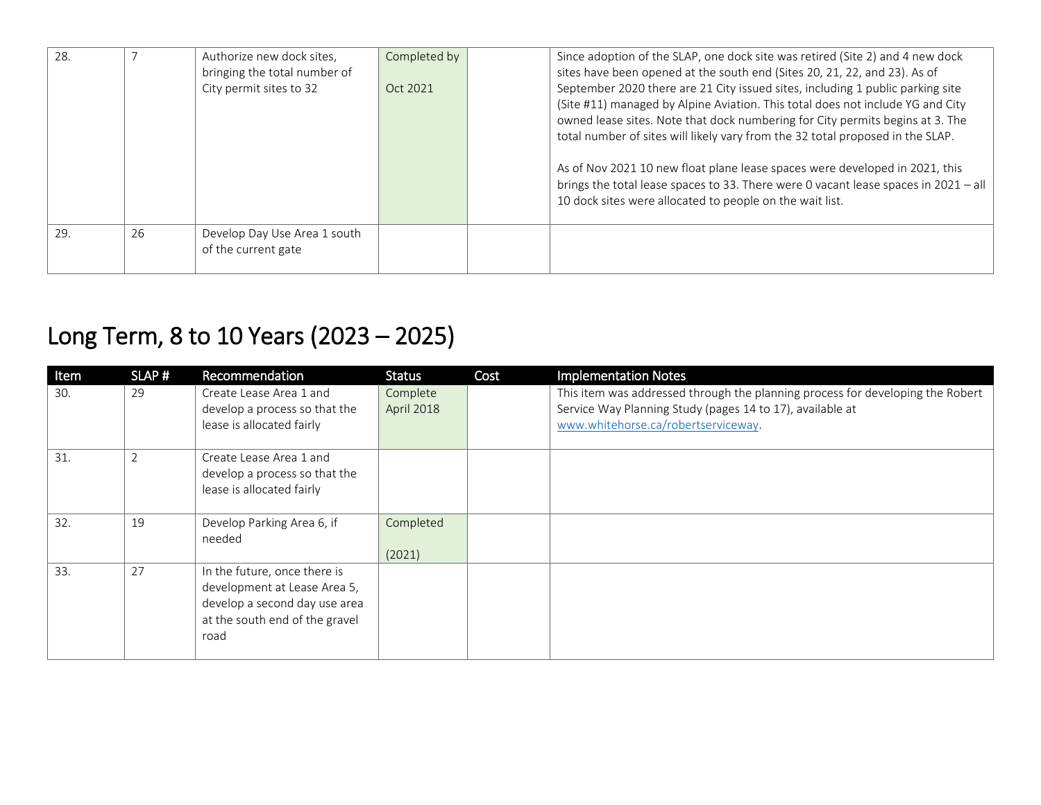| | | | | | |
|---|---|---|---|---|---|
| 28. | 7 | Authorize new dock sites, bringing the total number of City permit sites to 32 | Completed by Oct 2021 | | Since adoption of the SLAP, one dock site was retired (Site 2) and 4 new dock sites have been opened at the south end (Sites 20, 21, 22, and 23). As of September 2020 there are 21 City issued sites, including 1 public parking site (Site #11) managed by Alpine Aviation. This total does not include YG and City owned lease sites. Note that dock numbering for City permits begins at 3. The total number of sites will likely vary from the 32 total proposed in the SLAP.<br><br>As of Nov 2021 10 new float plane lease spaces were developed in 2021, this brings the total lease spaces to 33. There were 0 vacant lease spaces in 2021 – all 10 dock sites were allocated to people on the wait list. |
| 29. | 26 | Develop Day Use Area 1 south of the current gate | | | |

## Long Term, 8 to 10 Years (2023 – 2025)

| Item | SLAP # | Recommendation | Status | Cost | Implementation Notes |
|---|---|---|---|---|---|
| 30. | 29 | Create Lease Area 1 and develop a process so that the lease is allocated fairly | Complete April 2018 | | This item was addressed through the planning process for developing the Robert Service Way Planning Study (pages 14 to 17), available at www.whitehorse.ca/robertserviceway. |
| 31. | 2 | Create Lease Area 1 and develop a process so that the lease is allocated fairly | | | |
| 32. | 19 | Develop Parking Area 6, if needed | Completed (2021) | | |
| 33. | 27 | In the future, once there is development at Lease Area 5, develop a second day use area at the south end of the gravel road | | | |